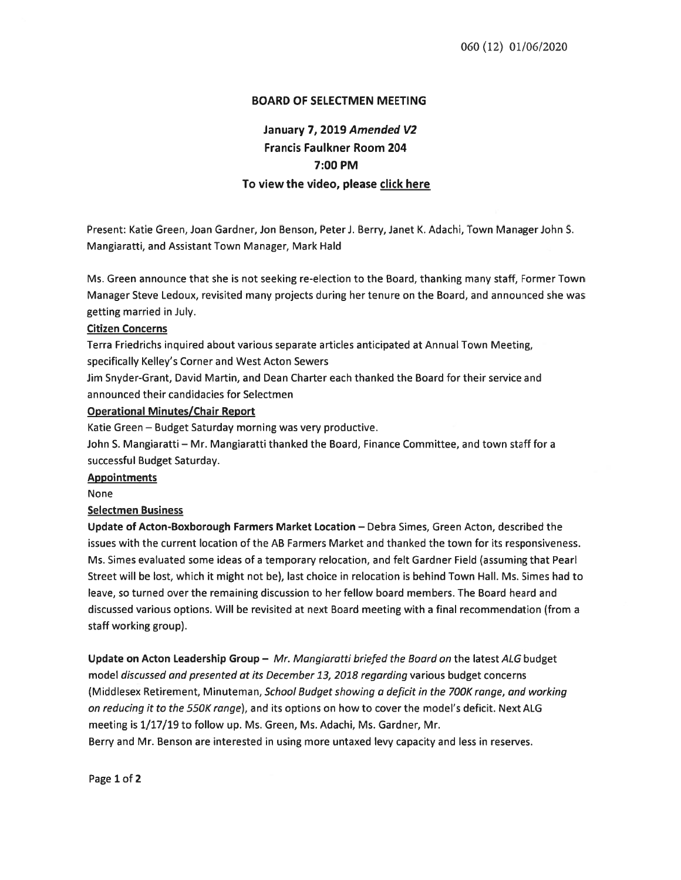060 (12) 01/06/2020

# BOARD OF SELECTMEN MEETING

## January 7, 2019 *Amended V2*
## Francis Faulkner Room 204
## 7:00 PM
## To view the video, please click here

Present: Katie Green, Joan Gardner, Jon Benson, Peter J. Berry, Janet K. Adachi, Town Manager John S. Mangiaratti, and Assistant Town Manager, Mark Hald

Ms. Green announce that she is not seeking re-election to the Board, thanking many staff, Former Town Manager Steve Ledoux, revisited many projects during her tenure on the Board, and announced she was getting married in July.

**Citizen Concerns**

Terra Friedrichs inquired about various separate articles anticipated at Annual Town Meeting, specifically Kelley's Corner and West Acton Sewers

Jim Snyder-Grant, David Martin, and Dean Charter each thanked the Board for their service and announced their candidacies for Selectmen

**Operational Minutes/Chair Report**

Katie Green – Budget Saturday morning was very productive.

John S. Mangiaratti – Mr. Mangiaratti thanked the Board, Finance Committee, and town staff for a successful Budget Saturday.

**Appointments**

None

**Selectmen Business**

**Update of Acton-Boxborough Farmers Market Location** – Debra Simes, Green Acton, described the issues with the current location of the AB Farmers Market and thanked the town for its responsiveness. Ms. Simes evaluated some ideas of a temporary relocation, and felt Gardner Field (assuming that Pearl Street will be lost, which it might not be), last choice in relocation is behind Town Hall. Ms. Simes had to leave, so turned over the remaining discussion to her fellow board members. The Board heard and discussed various options. Will be revisited at next Board meeting with a final recommendation (from a staff working group).

**Update on Acton Leadership Group** – *Mr. Mangiaratti briefed the Board on* the latest *ALG* budget model *discussed and presented at its December 13, 2018 regarding* various budget concerns (Middlesex Retirement, Minuteman, *School Budget showing a deficit in the 700K range, and working on reducing it to the 550K range*), and its options on how to cover the model's deficit. Next ALG meeting is 1/17/19 to follow up. Ms. Green, Ms. Adachi, Ms. Gardner, Mr. Berry and Mr. Benson are interested in using more untaxed levy capacity and less in reserves.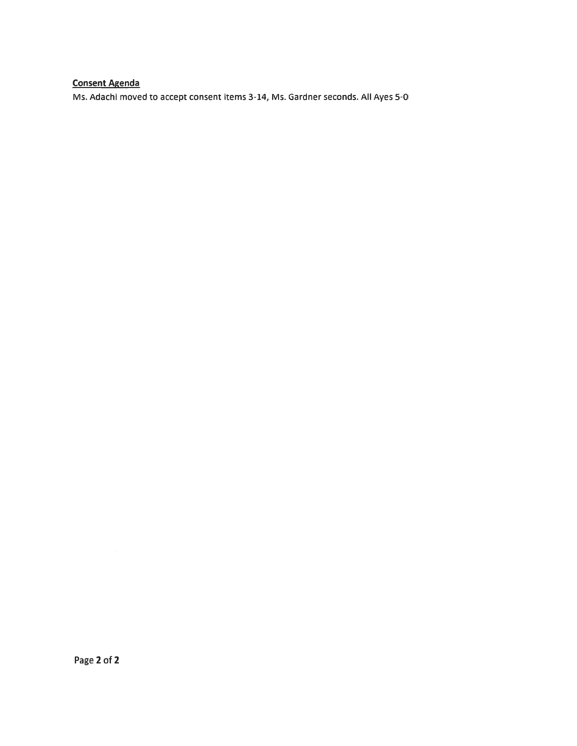**Consent Agenda**

Ms. Adachi moved to accept consent items 3-14, Ms. Gardner seconds. All Ayes 5-0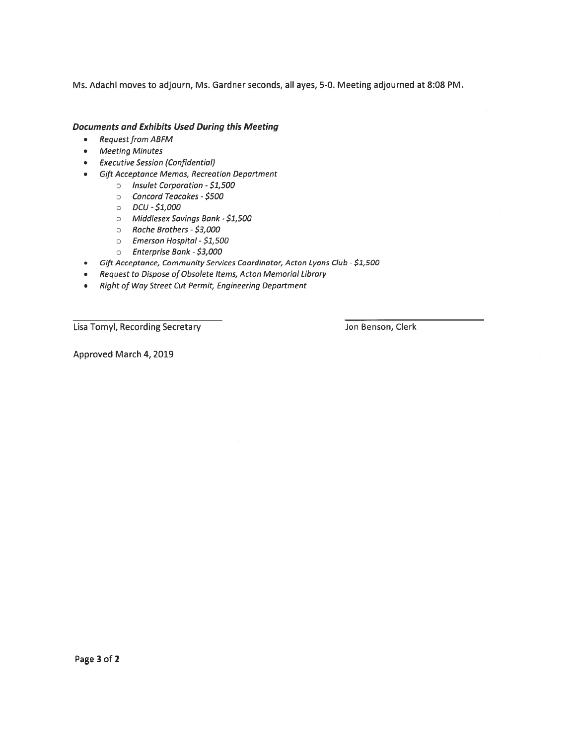Ms. Adachi moves to adjourn, Ms. Gardner seconds, all ayes, 5-0. Meeting adjourned at 8:08 PM.

***Documents and Exhibits Used During this Meeting***

- *Request from ABFM*
- *Meeting Minutes*
- *Executive Session (Confidential)*
- *Gift Acceptance Memos, Recreation Department*
  - *Insulet Corporation - $1,500*
  - *Concord Teacakes - $500*
  - *DCU - $1,000*
  - *Middlesex Savings Bank - $1,500*
  - *Roche Brothers - $3,000*
  - *Emerson Hospital - $1,500*
  - *Enterprise Bank - $3,000*
- *Gift Acceptance, Community Services Coordinator, Acton Lyons Club - $1,500*
- *Request to Dispose of Obsolete Items, Acton Memorial Library*
- *Right of Way Street Cut Permit, Engineering Department*

Lisa Tomyl, Recording Secretary

Jon Benson, Clerk

Approved March 4, 2019